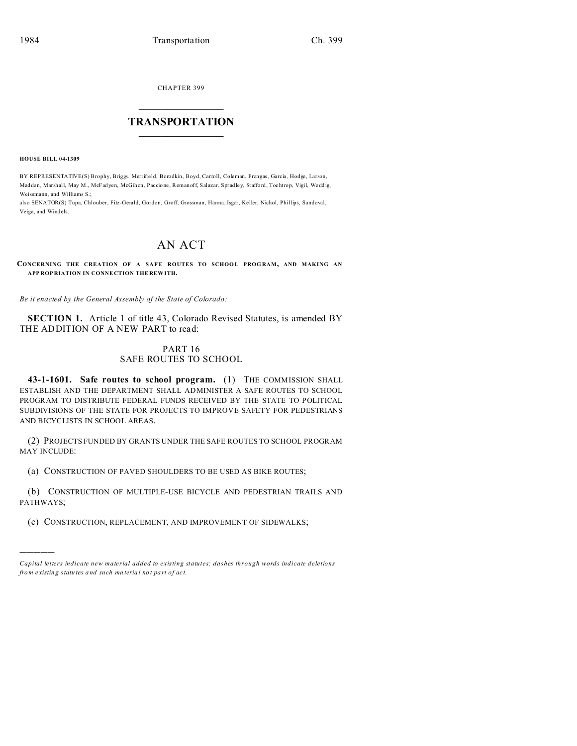CHAPTER 399

# TRANSPORTATION

**HOUSE BILL 04-1309**

BY REPRESENTATIVE(S) Brophy, Briggs, Merrifield, Borodkin, Boyd, Carroll, Coleman, Frangas, Garcia, Hodge, Larson, Madden, Marshall, May M., McFadyen, McGihon, Paccione, Romanoff, Salazar, Spradley, Stafford, Tochtrop, Vigil, Weddig, Weissmann, and Williams S.;
also SENATOR(S) Tupa, Chlouber, Fitz-Gerald, Gordon, Groff, Grossman, Hanna, Isgar, Keller, Nichol, Phillips, Sandoval, Veiga, and Windels.

# AN ACT

**CONCERNING THE CREATION OF A SAFE ROUTES TO SCHOOL PROGRAM, AND MAKING AN APPROPRIATION IN CONNECTION THEREWITH.**

*Be it enacted by the General Assembly of the State of Colorado:*

**SECTION 1.** Article 1 of title 43, Colorado Revised Statutes, is amended BY THE ADDITION OF A NEW PART to read:

PART 16
SAFE ROUTES TO SCHOOL

**43-1-1601. Safe routes to school program.** (1) THE COMMISSION SHALL ESTABLISH AND THE DEPARTMENT SHALL ADMINISTER A SAFE ROUTES TO SCHOOL PROGRAM TO DISTRIBUTE FEDERAL FUNDS RECEIVED BY THE STATE TO POLITICAL SUBDIVISIONS OF THE STATE FOR PROJECTS TO IMPROVE SAFETY FOR PEDESTRIANS AND BICYCLISTS IN SCHOOL AREAS.

(2) PROJECTS FUNDED BY GRANTS UNDER THE SAFE ROUTES TO SCHOOL PROGRAM MAY INCLUDE:

(a) CONSTRUCTION OF PAVED SHOULDERS TO BE USED AS BIKE ROUTES;

(b) CONSTRUCTION OF MULTIPLE-USE BICYCLE AND PEDESTRIAN TRAILS AND PATHWAYS;

(c) CONSTRUCTION, REPLACEMENT, AND IMPROVEMENT OF SIDEWALKS;

---

*Capital letters indicate new material added to existing statutes; dashes through words indicate deletions from existing statutes and such material not part of act.*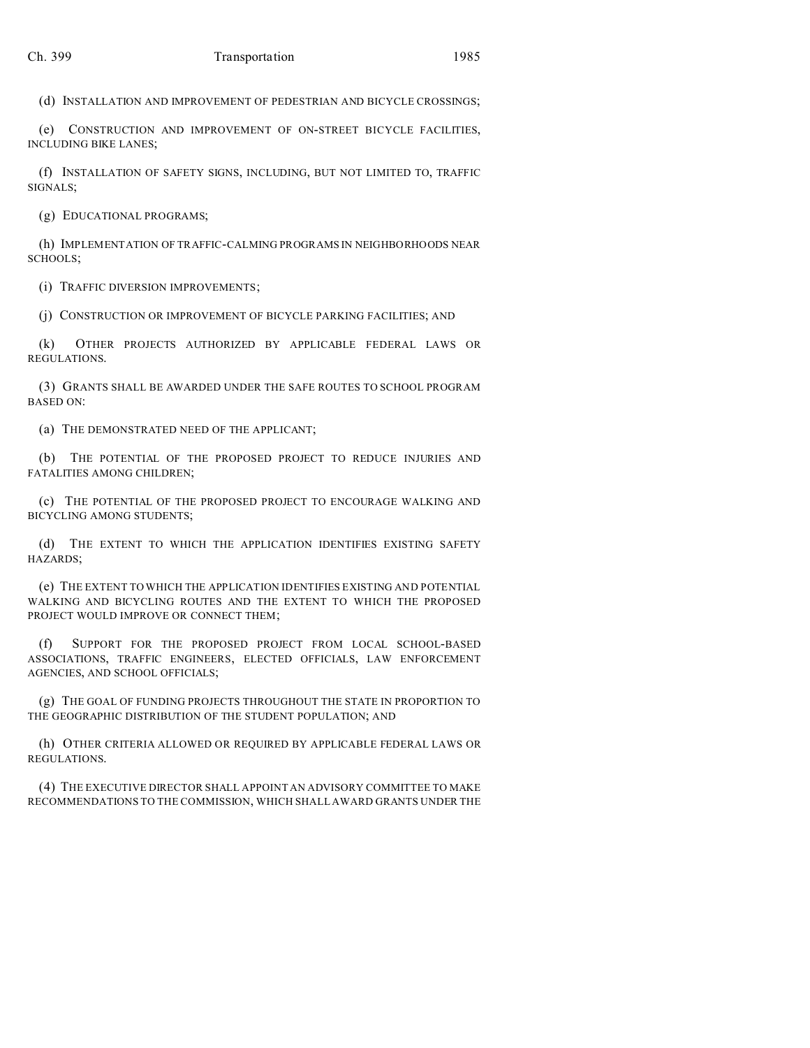(d) INSTALLATION AND IMPROVEMENT OF PEDESTRIAN AND BICYCLE CROSSINGS;

(e) CONSTRUCTION AND IMPROVEMENT OF ON-STREET BICYCLE FACILITIES, INCLUDING BIKE LANES;

(f) INSTALLATION OF SAFETY SIGNS, INCLUDING, BUT NOT LIMITED TO, TRAFFIC SIGNALS;

(g) EDUCATIONAL PROGRAMS;

(h) IMPLEMENTATION OF TRAFFIC-CALMING PROGRAMS IN NEIGHBORHOODS NEAR SCHOOLS;

(i) TRAFFIC DIVERSION IMPROVEMENTS;

(j) CONSTRUCTION OR IMPROVEMENT OF BICYCLE PARKING FACILITIES; AND

(k) OTHER PROJECTS AUTHORIZED BY APPLICABLE FEDERAL LAWS OR REGULATIONS.

(3) GRANTS SHALL BE AWARDED UNDER THE SAFE ROUTES TO SCHOOL PROGRAM BASED ON:

(a) THE DEMONSTRATED NEED OF THE APPLICANT;

(b) THE POTENTIAL OF THE PROPOSED PROJECT TO REDUCE INJURIES AND FATALITIES AMONG CHILDREN;

(c) THE POTENTIAL OF THE PROPOSED PROJECT TO ENCOURAGE WALKING AND BICYCLING AMONG STUDENTS;

(d) THE EXTENT TO WHICH THE APPLICATION IDENTIFIES EXISTING SAFETY HAZARDS;

(e) THE EXTENT TO WHICH THE APPLICATION IDENTIFIES EXISTING AND POTENTIAL WALKING AND BICYCLING ROUTES AND THE EXTENT TO WHICH THE PROPOSED PROJECT WOULD IMPROVE OR CONNECT THEM;

(f) SUPPORT FOR THE PROPOSED PROJECT FROM LOCAL SCHOOL-BASED ASSOCIATIONS, TRAFFIC ENGINEERS, ELECTED OFFICIALS, LAW ENFORCEMENT AGENCIES, AND SCHOOL OFFICIALS;

(g) THE GOAL OF FUNDING PROJECTS THROUGHOUT THE STATE IN PROPORTION TO THE GEOGRAPHIC DISTRIBUTION OF THE STUDENT POPULATION; AND

(h) OTHER CRITERIA ALLOWED OR REQUIRED BY APPLICABLE FEDERAL LAWS OR REGULATIONS.

(4) THE EXECUTIVE DIRECTOR SHALL APPOINT AN ADVISORY COMMITTEE TO MAKE RECOMMENDATIONS TO THE COMMISSION, WHICH SHALL AWARD GRANTS UNDER THE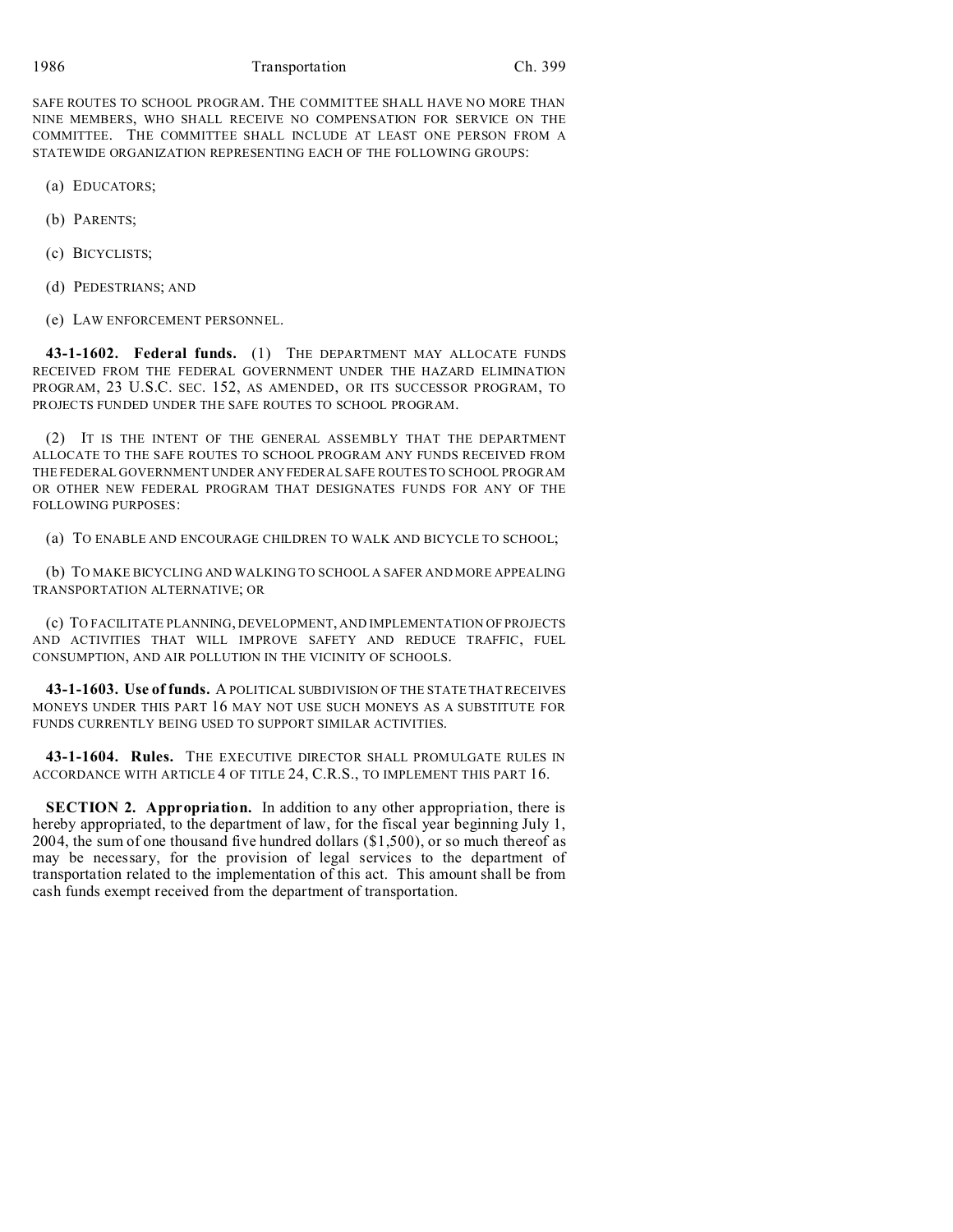SAFE ROUTES TO SCHOOL PROGRAM. THE COMMITTEE SHALL HAVE NO MORE THAN NINE MEMBERS, WHO SHALL RECEIVE NO COMPENSATION FOR SERVICE ON THE COMMITTEE. THE COMMITTEE SHALL INCLUDE AT LEAST ONE PERSON FROM A STATEWIDE ORGANIZATION REPRESENTING EACH OF THE FOLLOWING GROUPS:

(a) EDUCATORS;

(b) PARENTS;

(c) BICYCLISTS;

(d) PEDESTRIANS; AND

(e) LAW ENFORCEMENT PERSONNEL.

**43-1-1602. Federal funds.** (1) THE DEPARTMENT MAY ALLOCATE FUNDS RECEIVED FROM THE FEDERAL GOVERNMENT UNDER THE HAZARD ELIMINATION PROGRAM, 23 U.S.C. SEC. 152, AS AMENDED, OR ITS SUCCESSOR PROGRAM, TO PROJECTS FUNDED UNDER THE SAFE ROUTES TO SCHOOL PROGRAM.

(2) IT IS THE INTENT OF THE GENERAL ASSEMBLY THAT THE DEPARTMENT ALLOCATE TO THE SAFE ROUTES TO SCHOOL PROGRAM ANY FUNDS RECEIVED FROM THE FEDERAL GOVERNMENT UNDER ANY FEDERAL SAFE ROUTES TO SCHOOL PROGRAM OR OTHER NEW FEDERAL PROGRAM THAT DESIGNATES FUNDS FOR ANY OF THE FOLLOWING PURPOSES:

(a) TO ENABLE AND ENCOURAGE CHILDREN TO WALK AND BICYCLE TO SCHOOL;

(b) TO MAKE BICYCLING AND WALKING TO SCHOOL A SAFER AND MORE APPEALING TRANSPORTATION ALTERNATIVE; OR

(c) TO FACILITATE PLANNING, DEVELOPMENT, AND IMPLEMENTATION OF PROJECTS AND ACTIVITIES THAT WILL IMPROVE SAFETY AND REDUCE TRAFFIC, FUEL CONSUMPTION, AND AIR POLLUTION IN THE VICINITY OF SCHOOLS.

**43-1-1603. Use of funds.** A POLITICAL SUBDIVISION OF THE STATE THAT RECEIVES MONEYS UNDER THIS PART 16 MAY NOT USE SUCH MONEYS AS A SUBSTITUTE FOR FUNDS CURRENTLY BEING USED TO SUPPORT SIMILAR ACTIVITIES.

**43-1-1604. Rules.** THE EXECUTIVE DIRECTOR SHALL PROMULGATE RULES IN ACCORDANCE WITH ARTICLE 4 OF TITLE 24, C.R.S., TO IMPLEMENT THIS PART 16.

**SECTION 2. Appropriation.** In addition to any other appropriation, there is hereby appropriated, to the department of law, for the fiscal year beginning July 1, 2004, the sum of one thousand five hundred dollars ($1,500), or so much thereof as may be necessary, for the provision of legal services to the department of transportation related to the implementation of this act. This amount shall be from cash funds exempt received from the department of transportation.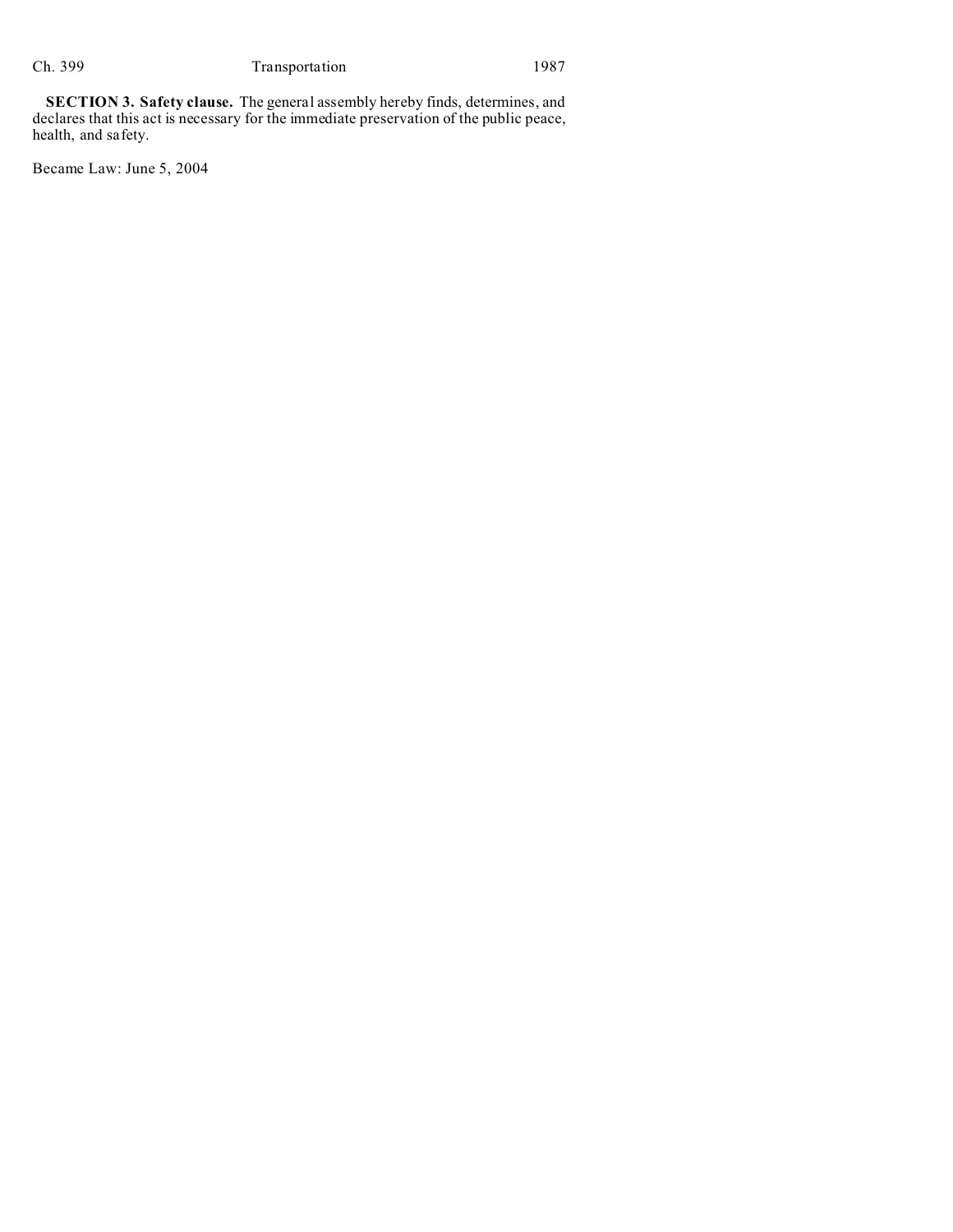**SECTION 3. Safety clause.** The general assembly hereby finds, determines, and declares that this act is necessary for the immediate preservation of the public peace, health, and safety.

Became Law: June 5, 2004